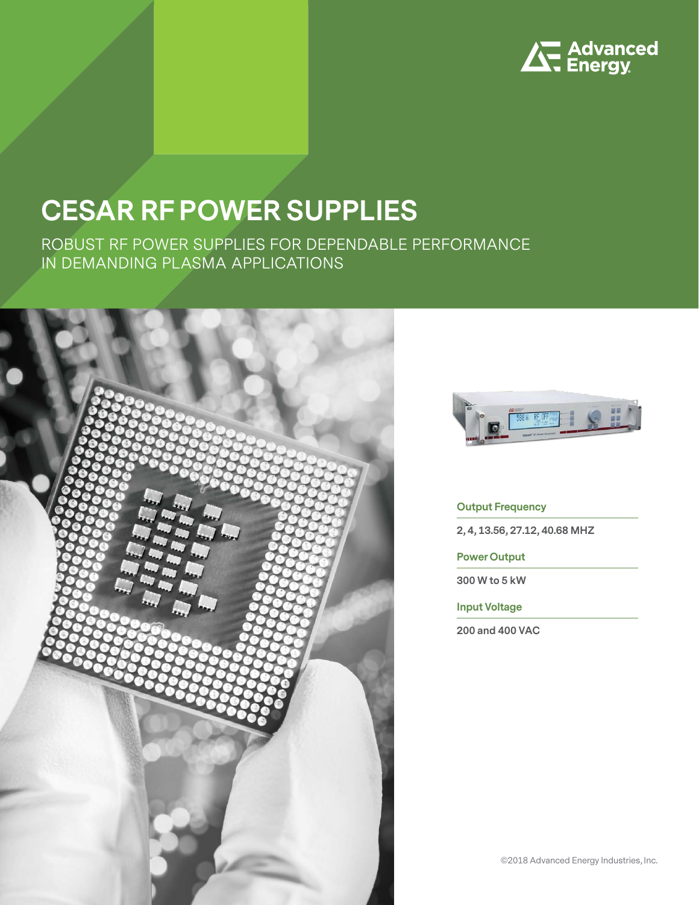Advanced Energy

# CESAR RF POWER SUPPLIES

ROBUST RF POWER SUPPLIES FOR DEPENDABLE PERFORMANCE IN DEMANDING PLASMA APPLICATIONS

**Output Frequency**

2, 4, 13.56, 27.12, 40.68 MHZ

**Power Output**

300 W to 5 kW

**Input Voltage**

200 and 400 VAC

©2018 Advanced Energy Industries, Inc.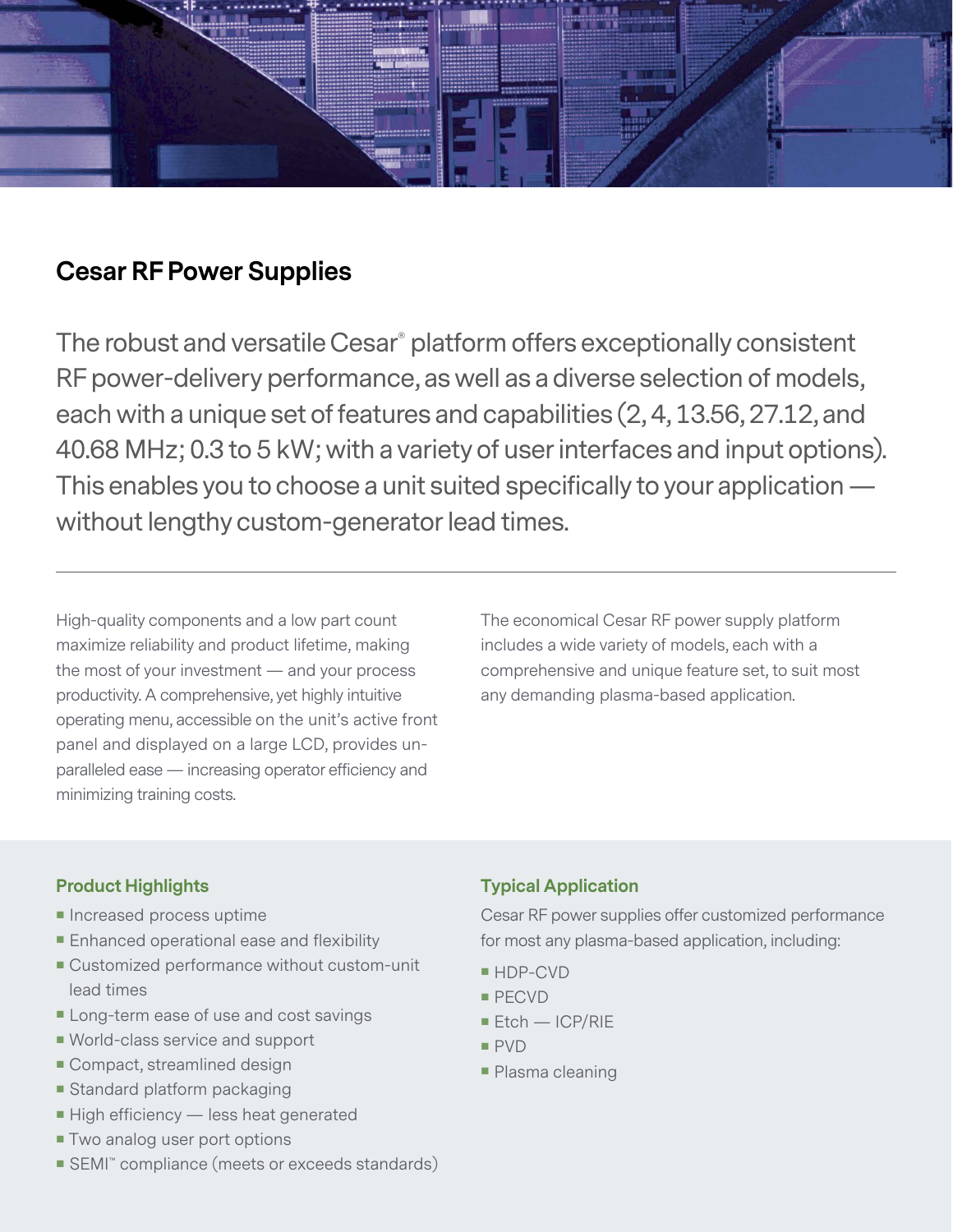# Cesar RF Power Supplies

The robust and versatile Cesar® platform offers exceptionally consistent RF power-delivery performance, as well as a diverse selection of models, each with a unique set of features and capabilities (2, 4, 13.56, 27.12, and 40.68 MHz; 0.3 to 5 kW; with a variety of user interfaces and input options). This enables you to choose a unit suited specifically to your application — without lengthy custom-generator lead times.

---

High-quality components and a low part count maximize reliability and product lifetime, making the most of your investment — and your process productivity. A comprehensive, yet highly intuitive operating menu, accessible on the unit's active front panel and displayed on a large LCD, provides unparalleled ease — increasing operator efficiency and minimizing training costs.

The economical Cesar RF power supply platform includes a wide variety of models, each with a comprehensive and unique feature set, to suit most any demanding plasma-based application.

## Product Highlights

- Increased process uptime
- Enhanced operational ease and flexibility
- Customized performance without custom-unit lead times
- Long-term ease of use and cost savings
- World-class service and support
- Compact, streamlined design
- Standard platform packaging
- High efficiency — less heat generated
- Two analog user port options
- SEMI™ compliance (meets or exceeds standards)

## Typical Application

Cesar RF power supplies offer customized performance for most any plasma-based application, including:

- HDP-CVD
- PECVD
- Etch — ICP/RIE
- PVD
- Plasma cleaning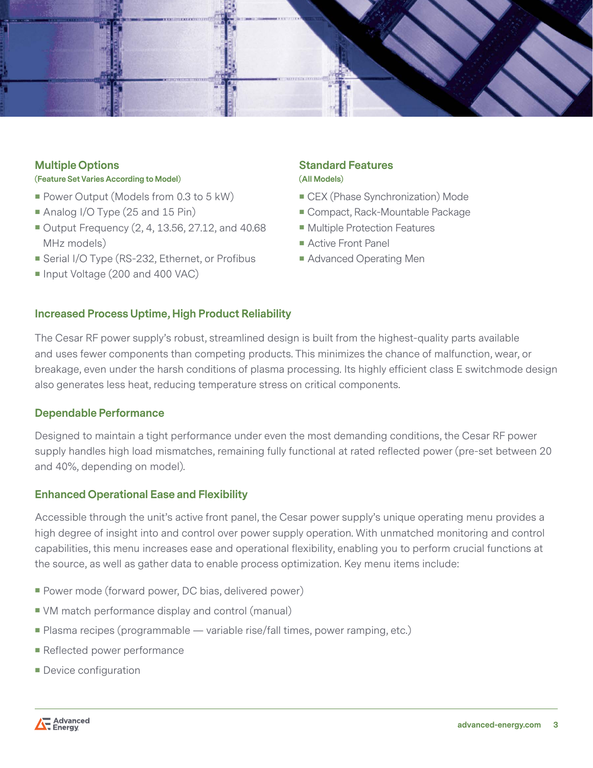### Multiple Options

**(Feature Set Varies According to Model)**

- Power Output (Models from 0.3 to 5 kW)
- Analog I/O Type (25 and 15 Pin)
- Output Frequency (2, 4, 13.56, 27.12, and 40.68 MHz models)
- Serial I/O Type (RS-232, Ethernet, or Profibus
- Input Voltage (200 and 400 VAC)

### Standard Features

**(All Models)**

- CEX (Phase Synchronization) Mode
- Compact, Rack-Mountable Package
- Multiple Protection Features
- Active Front Panel
- Advanced Operating Men

### Increased Process Uptime, High Product Reliability

The Cesar RF power supply's robust, streamlined design is built from the highest-quality parts available and uses fewer components than competing products. This minimizes the chance of malfunction, wear, or breakage, even under the harsh conditions of plasma processing. Its highly efficient class E switchmode design also generates less heat, reducing temperature stress on critical components.

### Dependable Performance

Designed to maintain a tight performance under even the most demanding conditions, the Cesar RF power supply handles high load mismatches, remaining fully functional at rated reflected power (pre-set between 20 and 40%, depending on model).

### Enhanced Operational Ease and Flexibility

Accessible through the unit's active front panel, the Cesar power supply's unique operating menu provides a high degree of insight into and control over power supply operation. With unmatched monitoring and control capabilities, this menu increases ease and operational flexibility, enabling you to perform crucial functions at the source, as well as gather data to enable process optimization. Key menu items include:

- Power mode (forward power, DC bias, delivered power)
- VM match performance display and control (manual)
- Plasma recipes (programmable — variable rise/fall times, power ramping, etc.)
- Reflected power performance
- Device configuration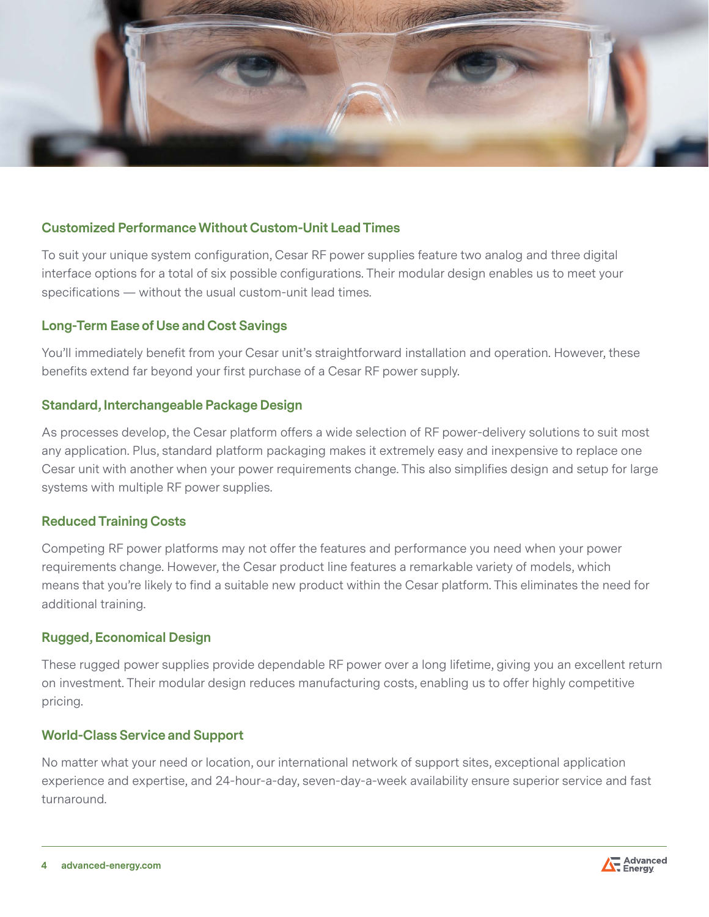### Customized Performance Without Custom-Unit Lead Times

To suit your unique system configuration, Cesar RF power supplies feature two analog and three digital interface options for a total of six possible configurations. Their modular design enables us to meet your specifications — without the usual custom-unit lead times.

### Long-Term Ease of Use and Cost Savings

You'll immediately benefit from your Cesar unit's straightforward installation and operation. However, these benefits extend far beyond your first purchase of a Cesar RF power supply.

### Standard, Interchangeable Package Design

As processes develop, the Cesar platform offers a wide selection of RF power-delivery solutions to suit most any application. Plus, standard platform packaging makes it extremely easy and inexpensive to replace one Cesar unit with another when your power requirements change. This also simplifies design and setup for large systems with multiple RF power supplies.

### Reduced Training Costs

Competing RF power platforms may not offer the features and performance you need when your power requirements change. However, the Cesar product line features a remarkable variety of models, which means that you're likely to find a suitable new product within the Cesar platform. This eliminates the need for additional training.

### Rugged, Economical Design

These rugged power supplies provide dependable RF power over a long lifetime, giving you an excellent return on investment. Their modular design reduces manufacturing costs, enabling us to offer highly competitive pricing.

### World-Class Service and Support

No matter what your need or location, our international network of support sites, exceptional application experience and expertise, and 24-hour-a-day, seven-day-a-week availability ensure superior service and fast turnaround.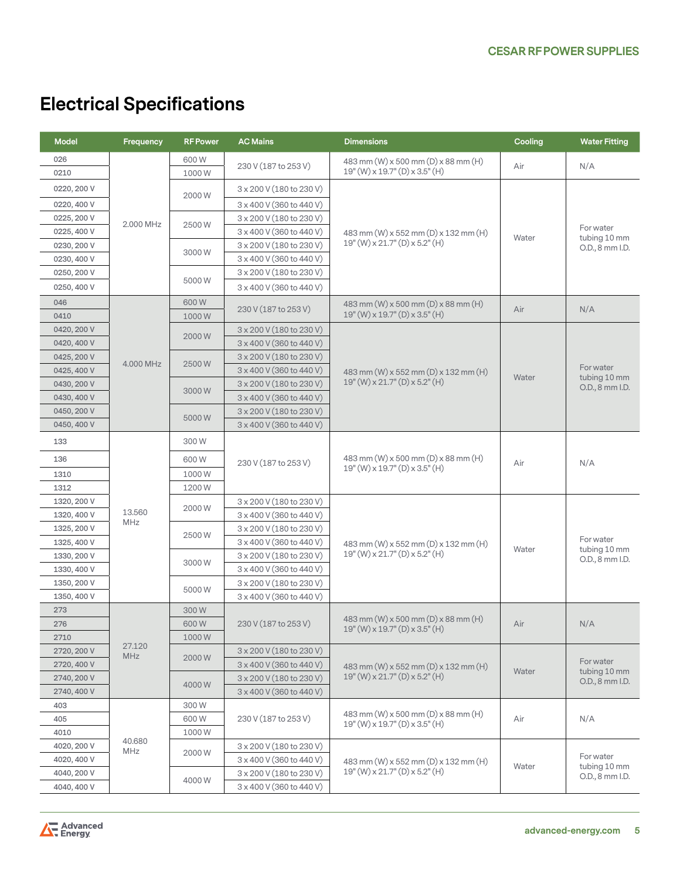## Electrical Specifications

| Model | Frequency | RF Power | AC Mains | Dimensions | Cooling | Water Fitting |
|---|---|---|---|---|---|---|
| 026 | 2.000 MHz | 600 W | 230 V (187 to 253 V) | 483 mm (W) x 500 mm (D) x 88 mm (H) 19" (W) x 19.7" (D) x 3.5" (H) | Air | N/A |
| 0210 | | 1000 W | | | | |
| 0220, 200 V | | 2000 W | 3 x 200 V (180 to 230 V) | 483 mm (W) x 552 mm (D) x 132 mm (H) 19" (W) x 21.7" (D) x 5.2" (H) | Water | For water tubing 10 mm O.D., 8 mm I.D. |
| 0220, 400 V | | | 3 x 400 V (360 to 440 V) | | | |
| 0225, 200 V | | 2500 W | 3 x 200 V (180 to 230 V) | | | |
| 0225, 400 V | | | 3 x 400 V (360 to 440 V) | | | |
| 0230, 200 V | | 3000 W | 3 x 200 V (180 to 230 V) | | | |
| 0230, 400 V | | | 3 x 400 V (360 to 440 V) | | | |
| 0250, 200 V | | 5000 W | 3 x 200 V (180 to 230 V) | | | |
| 0250, 400 V | | | 3 x 400 V (360 to 440 V) | | | |
| 046 | 4.000 MHz | 600 W | 230 V (187 to 253 V) | 483 mm (W) x 500 mm (D) x 88 mm (H) 19" (W) x 19.7" (D) x 3.5" (H) | Air | N/A |
| 0410 | | 1000 W | | | | |
| 0420, 200 V | | 2000 W | 3 x 200 V (180 to 230 V) | 483 mm (W) x 552 mm (D) x 132 mm (H) 19" (W) x 21.7" (D) x 5.2" (H) | Water | For water tubing 10 mm O.D., 8 mm I.D. |
| 0420, 400 V | | | 3 x 400 V (360 to 440 V) | | | |
| 0425, 200 V | | 2500 W | 3 x 200 V (180 to 230 V) | | | |
| 0425, 400 V | | | 3 x 400 V (360 to 440 V) | | | |
| 0430, 200 V | | 3000 W | 3 x 200 V (180 to 230 V) | | | |
| 0430, 400 V | | | 3 x 400 V (360 to 440 V) | | | |
| 0450, 200 V | | 5000 W | 3 x 200 V (180 to 230 V) | | | |
| 0450, 400 V | | | 3 x 400 V (360 to 440 V) | | | |
| 133 | 13.560 MHz | 300 W | 230 V (187 to 253 V) | 483 mm (W) x 500 mm (D) x 88 mm (H) 19" (W) x 19.7" (D) x 3.5" (H) | Air | N/A |
| 136 | | 600 W | | | | |
| 1310 | | 1000 W | | | | |
| 1312 | | 1200 W | | | | |
| 1320, 200 V | | 2000 W | 3 x 200 V (180 to 230 V) | 483 mm (W) x 552 mm (D) x 132 mm (H) 19" (W) x 21.7" (D) x 5.2" (H) | Water | For water tubing 10 mm O.D., 8 mm I.D. |
| 1320, 400 V | | | 3 x 400 V (360 to 440 V) | | | |
| 1325, 200 V | | 2500 W | 3 x 200 V (180 to 230 V) | | | |
| 1325, 400 V | | | 3 x 400 V (360 to 440 V) | | | |
| 1330, 200 V | | 3000 W | 3 x 200 V (180 to 230 V) | | | |
| 1330, 400 V | | | 3 x 400 V (360 to 440 V) | | | |
| 1350, 200 V | | 5000 W | 3 x 200 V (180 to 230 V) | | | |
| 1350, 400 V | | | 3 x 400 V (360 to 440 V) | | | |
| 273 | 27.120 MHz | 300 W | 230 V (187 to 253 V) | 483 mm (W) x 500 mm (D) x 88 mm (H) 19" (W) x 19.7" (D) x 3.5" (H) | Air | N/A |
| 276 | | 600 W | | | | |
| 2710 | | 1000 W | | | | |
| 2720, 200 V | | 2000 W | 3 x 200 V (180 to 230 V) | 483 mm (W) x 552 mm (D) x 132 mm (H) 19" (W) x 21.7" (D) x 5.2" (H) | Water | For water tubing 10 mm O.D., 8 mm I.D. |
| 2720, 400 V | | | 3 x 400 V (360 to 440 V) | | | |
| 2740, 200 V | | 4000 W | 3 x 200 V (180 to 230 V) | | | |
| 2740, 400 V | | | 3 x 400 V (360 to 440 V) | | | |
| 403 | 40.680 MHz | 300 W | 230 V (187 to 253 V) | 483 mm (W) x 500 mm (D) x 88 mm (H) 19" (W) x 19.7" (D) x 3.5" (H) | Air | N/A |
| 405 | | 600 W | | | | |
| 4010 | | 1000 W | | | | |
| 4020, 200 V | | 2000 W | 3 x 200 V (180 to 230 V) | 483 mm (W) x 552 mm (D) x 132 mm (H) 19" (W) x 21.7" (D) x 5.2" (H) | Water | For water tubing 10 mm O.D., 8 mm I.D. |
| 4020, 400 V | | | 3 x 400 V (360 to 440 V) | | | |
| 4040, 200 V | | 4000 W | 3 x 200 V (180 to 230 V) | | | |
| 4040, 400 V | | | 3 x 400 V (360 to 440 V) | | | |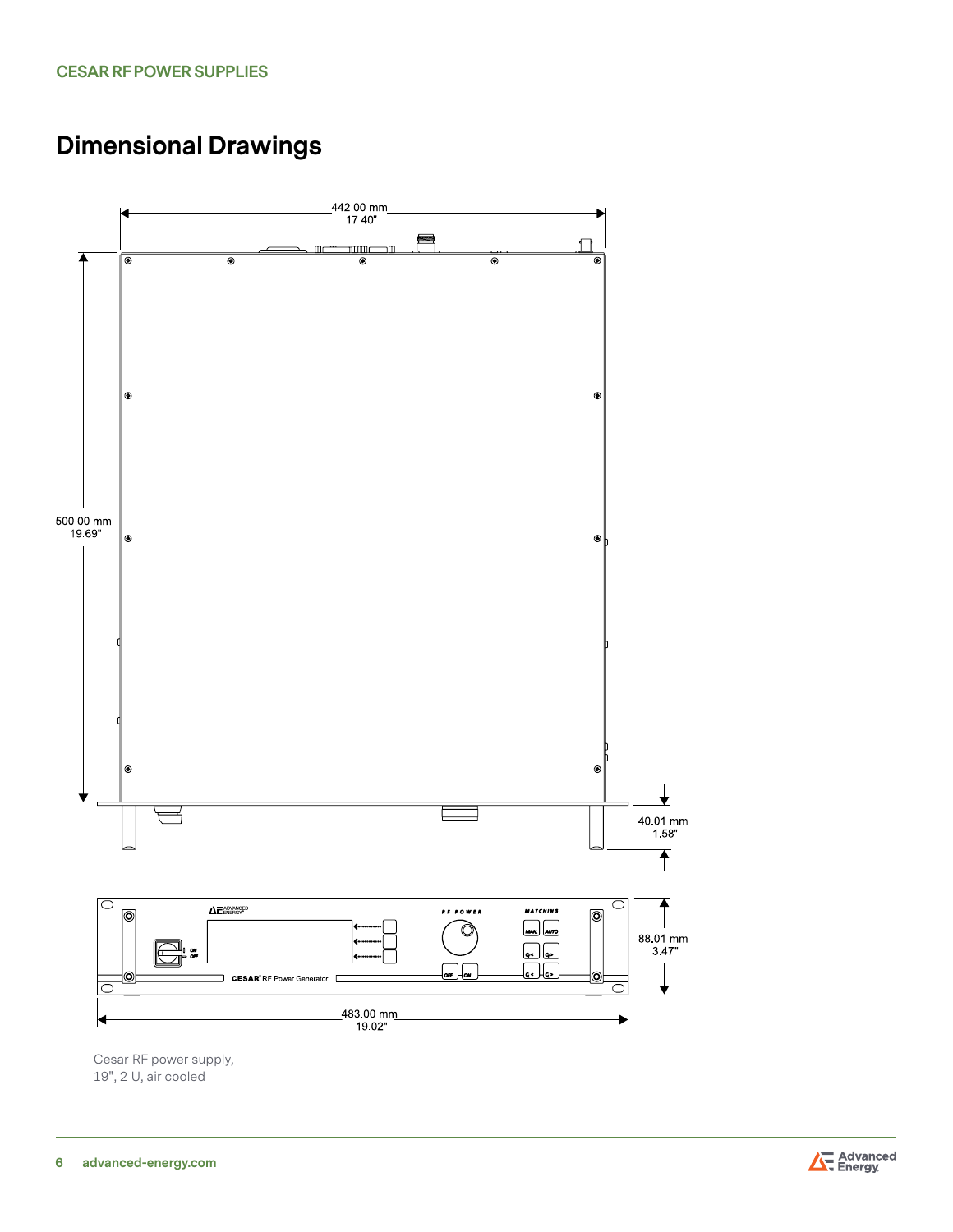# Dimensional Drawings

442.00 mm
17.40"

500.00 mm
19.69"

40.01 mm
1.58"

88.01 mm
3.47"

483.00 mm
19.02"

Cesar RF power supply,
19", 2 U, air cooled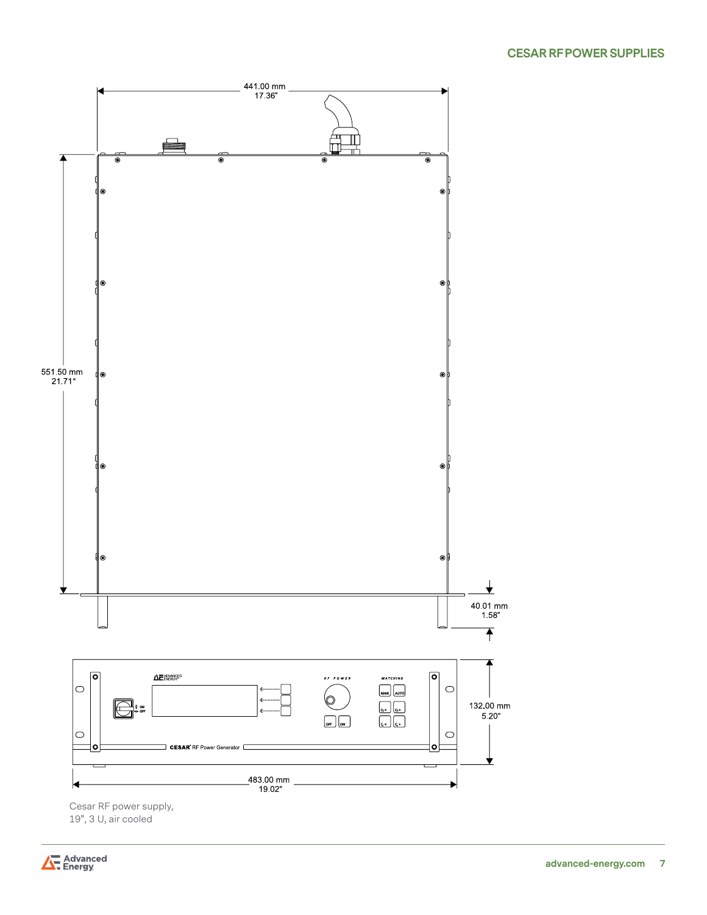441.00 mm
17.36"

551.50 mm
21.71"

40.01 mm
1.58"

132.00 mm
5.20"

483.00 mm
19.02"

Cesar RF power supply,
19", 3 U, air cooled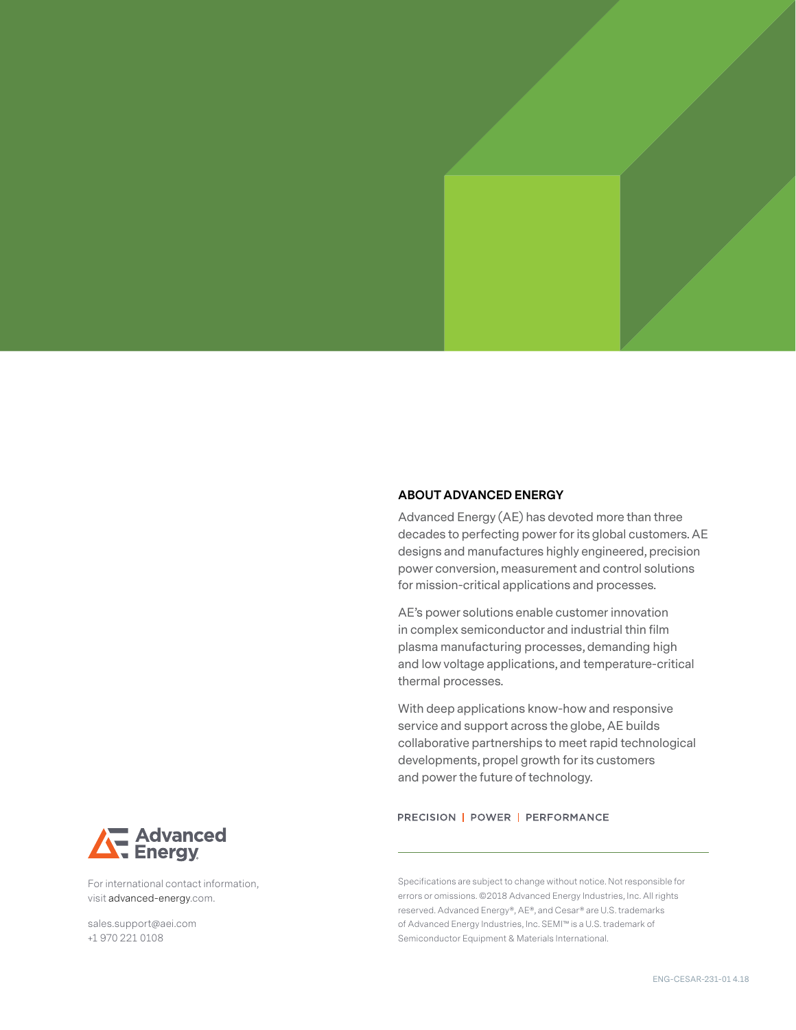## ABOUT ADVANCED ENERGY

Advanced Energy (AE) has devoted more than three decades to perfecting power for its global customers. AE designs and manufactures highly engineered, precision power conversion, measurement and control solutions for mission-critical applications and processes.

AE's power solutions enable customer innovation in complex semiconductor and industrial thin film plasma manufacturing processes, demanding high and low voltage applications, and temperature-critical thermal processes.

With deep applications know-how and responsive service and support across the globe, AE builds collaborative partnerships to meet rapid technological developments, propel growth for its customers and power the future of technology.

PRECISION | POWER | PERFORMANCE

Advanced Energy

For international contact information, visit advanced-energy.com.

sales.support@aei.com
+1 970 221 0108

Specifications are subject to change without notice. Not responsible for errors or omissions. ©2018 Advanced Energy Industries, Inc. All rights reserved. Advanced Energy®, AE®, and Cesar® are U.S. trademarks of Advanced Energy Industries, Inc. SEMI™ is a U.S. trademark of Semiconductor Equipment & Materials International.

ENG-CESAR-231-01 4.18